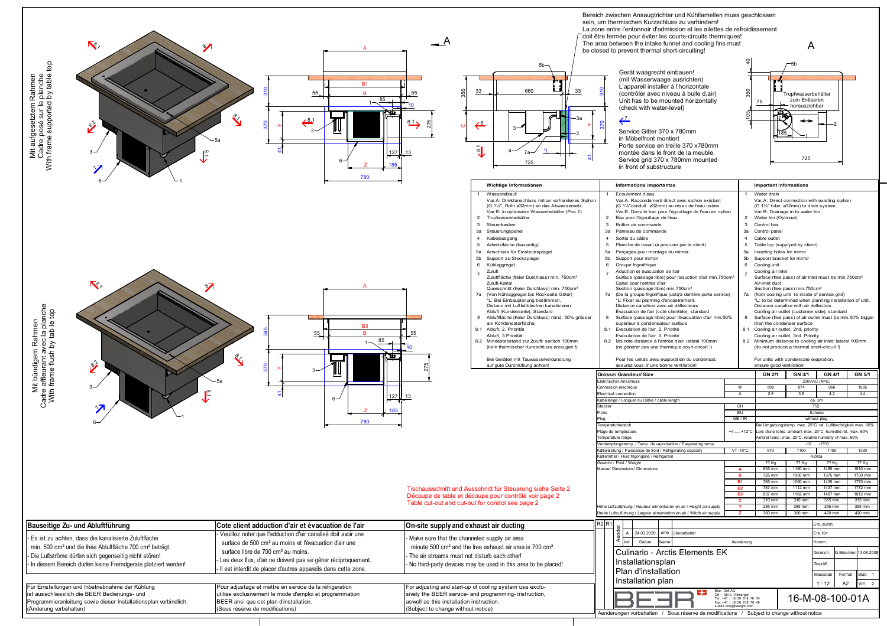Mit aufgesetztem Rahmen
Cadre posé sur la planche
With frame supported by table top

Mit bündigem Rahmen
Cadre affleurant avec la planche
With frame flush by tab le top

Bereich zwischen Ansaugtrichter und Kühllamellen muss geschlossen sein, um thermischen Kurzschluss zu verhindern!
La zone entre l'entonnoir d'admission et les ailettes de refroidissement doit être fermée pour éviter les courts-circuits thermiques!
The area between the intake funnel and cooling fins must be closed to prevent thermal short-circuiting!

Gerät waagrecht einbauen!
(mit Wasserwaage ausrichten)
L'appareil installer à l'horizontale
(contrôler avec niveau à bulle d,air)
Unit has to be mounted horizontally
(check with water-level)

Service Gitter 370 x 780mm in Möbelfront montiert
Porte service en treille 370 x780mm montée dans le front de la meuble.
Service grid 370 x 780mm mounted in front of substructure

Tropfwasserbehälter zum Entleeren herausziehbar

| Wichtige Informationen | Informatione importantes | Important informations |
|---|---|---|
| 1 Wasserablauf: Var.A: Direktanschluss mit an vorhandenes Siphon (G 1¼", Rohr ø32mm) an das Abwassernetz. Var.B: In optionalen Wasserbehälter (Pos.2) | 1 Ecoulement d'eau: Var.A: Raccordement direct avec siphon existant (G 1¼"conduit ø32mm) au réseau de l'eau usées Var.B: Dans le bac pour l'égouttage de l'eau en option | 1 Water drain Var.A: Direct connection with existing siphon (G 1¼" tube ø32mm) to drain system. Var.B: Drainage in to water bin |
| 2 Tropfwasserbehälter | 2 Bac pour l'égouttage de l'eau | 2 Water bin (Optional) |
| 3 Steuerkasten | 3 Boîtier de commande | 3 Control box |
| 3a Steuerungspanel | 3a Panneau de commande | 3a Control panel |
| 4 Kabelausgang | 4 Sortie du câble | 4 Cable outlet |
| 5 Arbeitsfläche (bauseitig) | 5 Planche de travail (à procurer par le client) | 5 Table top (supplyed by client) |
| 5a Anschluss für Einsteckspiegel | 5a Perçages pour montage du mirroir | 5a Inserting holes for mirror |
| 5b Support zu Steckspiegel | 5b Support pour mirroir | 5b Support bracket for mirror |
| 6 Kühlaggregat | 6 Groupe frigorifique | 6 Cooling unit |
| 7 Zuluft: Zuluftfläche (freier Durchlass) min. 750cm² Zuluft-Kanal: Querschnitt (freier Durchlass) min. 750cm² | 7 Aduction et évacuation de l'air: Surface (passage libre) pour l'aduction d'air min.750cm² Canal pour l'entrée d'air: Section (passage libre) min.750cm² | 7 Cooling air inlet: Surface (free pass) of air inlet must be min.750cm² Air-inlet duct: Section (free pass) min.750cm² |
| 7a (Von Kühlaggregat bis Rückseite Gitter) *L: Bei Einbauplanung bestimmen. Distanz mit Luftleitblechen kanalisieren | 7a (De la groupe frigorifique justqu'à derrière porte service) *L: Fixer au planning d'encastrement. Distance canaliser avec air defecteurs | 7a (from cooling unit to inside of service grid) *L: to be determined when planning installation of unit. Distance canalise with air deflectors |
| Abluft (Kundenseite), Standard | Évacuation de l'air (coté clientèle), standard | Cooling air outlet (customer side), standard |
| 8 Abluftfläche (freier Durchlass) mind. 50% grösser als Kondensatorfläche. | 8 Surface (passage libre) pour l'évacuation d'air min.50% supérieur à condensateur surface | 8 Surface (free pass) of air outlet must be min.50% bigger than the condenser surface |
| 8.1 Abluft, 2. Priorität | 8.1 Évacuation de l'air, 2. Priorité | 8.1 Cooling air outlet, 2nd. priority |
| Abluft, 3.Priorität | Évacuation de l'air, 3. Priorité | Cooling air outlet, 3nd. Priority |
| 8.2 Mindestabstand zur Zuluft: seitlich 100mm (kein thermischer Kurzschluss erzeugen !) | 8.2 Moindre distance à l'entrée d'air: latéral 100mm (ne générer pas une thermique court-circuit !) | 8.2 Minimum distance to cooling air inlet: lateral 100mm (do not produce a thermal short-circuit !) |
| Bei Geräten mit Tauwasserverdunstung auf gute Durchlüftung achten! | Pour les unités avec évaporation du condensat, assurez-vous d' une bonne ventilation! | For units with condensate expration, ensure good ventilation! |

| Grösse/ Grandeur/ Size | | GN 2/1 | GN 3/1 | GN 4/1 | GN 5/1 |
|---|---|---|---|---|---|
| Elektrischer Anschluss / Connection électrique / Electrical connection | | 230VAC (NPE) | | | |
| | W | 598 | 874 | 966 | 1035 |
| | A | 2.6 | 3.8 | 4.2 | 4.4 |
| Kabellänge / Longuer du Câble / cable length | | ca. 3m | | | |
| Stecker / Fiche / Plug | CH | T12 | | | |
| | EU | Schuko | | | |
| | GB / IR | without plug | | | |
| Temperaturbereich / Plage de température / Temperature range | +4......+12°C | Bei Umgebungstemp. max. 25°C, rel. Luftfeuchtigkeit max. 60% / Lors d'une temp. ambiant max. 25°C, humidité rel. max. 60% / Ambiet temp. max. 25°C, relative humidity of max. 60% | | | |
| Verdampfungstemp. / Temp. de vaporisation / Evaporating temp. | | -10.......-15°C | | | |
| Kälteleistung / Puissance de froid / Refrigerating capacity | VT -10°C | 970 | 1100 | 1100 | 1330 |
| Kältemittel / Fluid frigorigène / Refrigerant | | R290a | | | |
| Gewicht / Poid / Weight | | ?? Kg | ?? Kg | ?? Kg | ?? Kg |
| Masse/ Dimensions/ Dimensions | A | 835 mm | 1160 mm | 1485 mm | 1810 mm |
| | B | 725 mm | 1050 mm | 1375 mm | 1700 mm |
| | B1 | 765 mm | 1090 mm | 1435 mm | 1770 mm |
| | B2 | 787 mm | 1112 mm | 1437 mm | 1772 mm |
| | B3 | 837 mm | 1162 mm | 1487 mm | 1812 mm |
| | C | 310 mm | 310 mm | 315 mm | 315 mm |
| Höhe Luftzuführung / Hauteur alimentation en air / Height air supply | Y | 285 mm | 285 mm | 295 mm | 295 mm |
| Breite Luftzuführung / Largeur alimentation en air / Witdh air supply | Z | 360 mm | 360 mm | 420 mm | 420 mm |

Tischausschnitt und Ausschnitt für Steuerung siehe Seite 2
Découpe de table et découpe pour contrôle voir page 2
Table cut-out and cut-out for control see page 2

| Bauseitige Zu- und Abluftführung | Cote client adduction d'air et évacuation de l'air | On-site supply and exhaust air ducting |
|---|---|---|
| - Es ist zu achten, dass die kanalisierte Zuluftfläche min. 500 cm² und die freie Abluftfläche 700 cm² beträgt.<br>- Die Luftströme dürfen sich gegenseitig nicht stören!<br>- In diesem Bereich dürfen keine Fremdgeräte plaziert werden! | - Veuillez noter que l'adduction d'air canalisé doit avoir une surface de 500 cm² au moins et l'évacuation d'air une surface libre de 700 cm² au moins.<br>- Les deux flux, d'air ne doivent pas se gêner réciproquement.<br>- Il est interdit de placer d'autres appareils dans cette zone. | - Make sure that the channeled supply air area minute 500 cm² and the free exhaust air area is 700 cm².<br>- The air streams must not disturb each other!<br>- No third-party devices may be used in this area to be placed! |
| Für Einstellungen und Inbetriebnahme der Kühlung ist ausschliesslich die BEER Bedienungs- und Programmieranleitung sowie dieser Installationsplan verbindlich. (Änderung vorbehalten) | Pour adjustage et mettre en service de la réfrigeration utilise exclusivement le mode d'emploi et programmation BEER ansi que cet plan d'installation. (Sous réserve de modifications) | For adjusting and start-up of cooling system use exclusively the BEER service- and programming- instruction, aswell as this installation instruction. (Subject to change without notice) |

| Ind. | Datum | Name | Aenderung |
|---|---|---|---|
| A | 24.03.2020 | ume | überarbeitet |

Culinario - Arctis Elements EK
Installationsplan
Plan d'installation
Installation plan

Gezeich.: G.Büschlen 13.08.2008
Massstab 1 : 12 — Format A2 — Blatt 1 von 2

Beer Grill AG
CH - 5612 Villmergen
Tel.: +41 / (0)56 618 78 00
Fax: +41 / (0)56 618 78 49
e-Mail: info@beergrill.com

16-M-08-100-01A

Aenderungen vorbehalten / Sous réserve de modifications / Subject to change without notice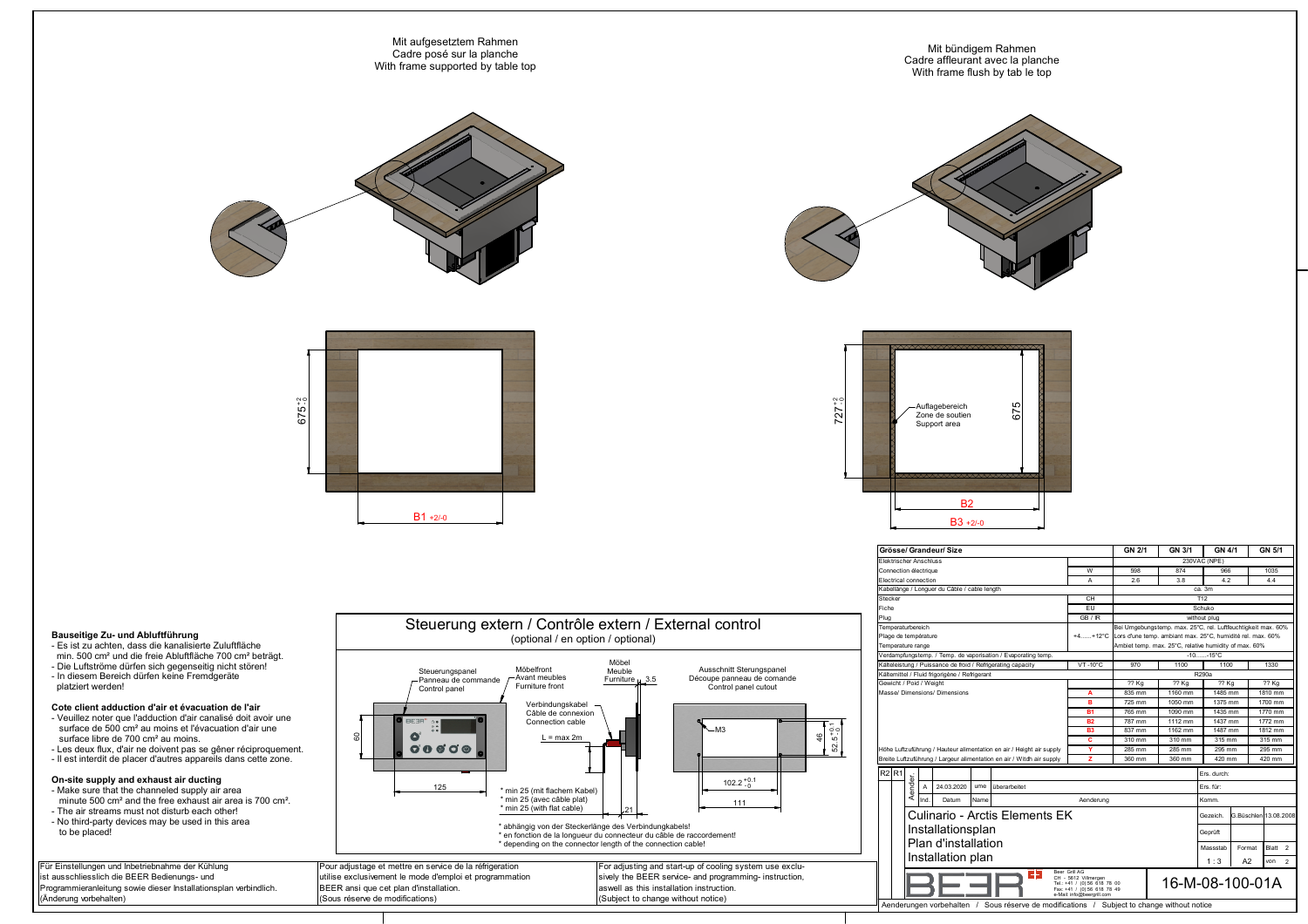Mit aufgesetztem Rahmen
Cadre posé sur la planche
With frame supported by table top

Mit bündigem Rahmen
Cadre affleurant avec la planche
With frame flush by tab le top

675 +2/-0

B1 +2/-0

727 +2/-0

Auflagebereich
Zone de soutien
Support area

675

B2

B3 +2/-0

**Bauseitige Zu- und Abluftführung**
- Es ist zu achten, dass die kanalisierte Zuluftfläche min. 500 cm² und die freie Abluftfläche 700 cm² beträgt.
- Die Luftströme dürfen sich gegenseitig nicht stören!
- In diesem Bereich dürfen keine Fremdgeräte platziert werden!

**Cote client adduction d'air et évacuation de l'air**
- Veuillez noter que l'adduction d'air canalisé doit avoir une surface de 500 cm² au moins et l'évacuation d'air une surface libre de 700 cm² au moins.
- Les deux flux, d'air ne doivent pas se gêner réciproquement.
- Il est interdit de placer d'autres appareils dans cette zone.

**On-site supply and exhaust air ducting**
- Make sure that the channeled supply air area minute 500 cm² and the free exhaust air area is 700 cm².
- The air streams must not disturb each other!
- No third-party devices may be used in this area to be placed!

## Steuerung extern / Contrôle extern / External control
(optional / en option / optional)

Steuerungspanel
Panneau de commande
Control panel

Möbelfront
Avant meubles
Furniture front

Möbel
Meuble
Furniture

3.5

Verbindungskabel
Câble de connexion
Connection cable

L = max 2m

Ausschnitt Steurungspanel
Découpe panneau de comande
Control panel cutout

M3

60

125

46

52.5 +0.1/-0

102.2 +0.1/-0

111

21

\* min 25 (mit flachem Kabel)
\* min 25 (avec câble plat)
\* min 25 (with flat cable)

\* abhängig von der Steckerlänge des Verbindungkabels!
\* en fonction de la longueur du connecteur du câble de raccordement!
\* depending on the connector length of the connection cable!

| Grösse/ Grandeur/ Size | | GN 2/1 | GN 3/1 | GN 4/1 | GN 5/1 |
|---|---|---|---|---|---|
| Elektrischer Anschluss / Connection électrique / Electrical connection | | 230VAC (NPE) | | | |
| | W | 598 | 874 | 966 | 1035 |
| | A | 2.6 | 3.8 | 4.2 | 4.4 |
| Kabellänge / Longuer du Câble / cable length | | ca. 3m | | | |
| Stecker / Fiche / Plug | CH | T12 | | | |
| | EU | Schuko | | | |
| | GB / IR | without plug | | | |
| Temperaturbereich / Plage de température / Temperature range | +4......+12°C | Bei Umgebungstemp. max. 25°C, rel. Luftfeuchtigkeit max. 60% / Lors d'une temp. ambiant max. 25°C, humidité rel. max. 60% / Ambiet temp. max. 25°C, relative humidity of max. 60% | | | |
| Verdampfungstemp. / Temp. de vaporisation / Evaporating temp. | | -10......-15°C | | | |
| Kälteleistung / Puissance de froid / Refrigerating capacity | VT -10°C | 970 | 1100 | 1100 | 1330 |
| Kältemittel / Fluid frigorigène / Refrigerant | | R290a | | | |
| Gewicht / Poid / Weight | | ?? Kg | ?? Kg | ?? Kg | ?? Kg |
| Masse/ Dimensions/ Dimensions | A | 835 mm | 1160 mm | 1485 mm | 1810 mm |
| | B | 725 mm | 1050 mm | 1375 mm | 1700 mm |
| | B1 | 765 mm | 1090 mm | 1435 mm | 1770 mm |
| | B2 | 787 mm | 1112 mm | 1437 mm | 1772 mm |
| | B3 | 837 mm | 1162 mm | 1487 mm | 1812 mm |
| | C | 310 mm | 310 mm | 315 mm | 315 mm |
| Höhe Luftzuführung / Hauteur alimentation en air / Height air supply | Y | 285 mm | 285 mm | 295 mm | 295 mm |
| Breite Luftzuführung / Largeur alimentation en air / Witdh air supply | Z | 360 mm | 360 mm | 420 mm | 420 mm |

| Änder. | Ind. | Datum | Name | Aenderung |
|---|---|---|---|---|
| | A | 24.03.2020 | ume | überarbeitet |

R2 R1

Culinario - Arctis Elements EK
Installationsplan
Plan d'installation
Installation plan

| | |
|---|---|
| Ers. durch: | |
| Ers. für: | |
| Komm. | |
| Gezeich. | G.Büschlen 13.08.2008 |
| Geprüft | |
| Massstab | 1 : 3 |
| Format | A2 |
| Blatt | 2 von 2 |

Beer Grill AG
CH - 5612 Villmergen
Tel.: +41 / (0) 56 618 78 00
Fax: +41 / (0) 56 618 78 49
e-Mail: info@beergrill.com

16-M-08-100-01A

Aenderungen vorbehalten / Sous réserve de modifications / Subject to change without notice

Für Einstellungen und Inbetriebnahme der Kühlung ist ausschliesslich die BEER Bedienungs- und Programmieranleitung sowie dieser Installationsplan verbindlich. (Änderung vorbehalten)

Pour adjustage et mettre en service de la réfrigeration utilise exclusivement le mode d'emploi et programmation BEER ansi que cet plan d'installation. (Sous réserve de modifications)

For adjusting and start-up of cooling system use exclusively the BEER service- and programming- instruction, aswell as this installation instruction. (Subject to change without notice)